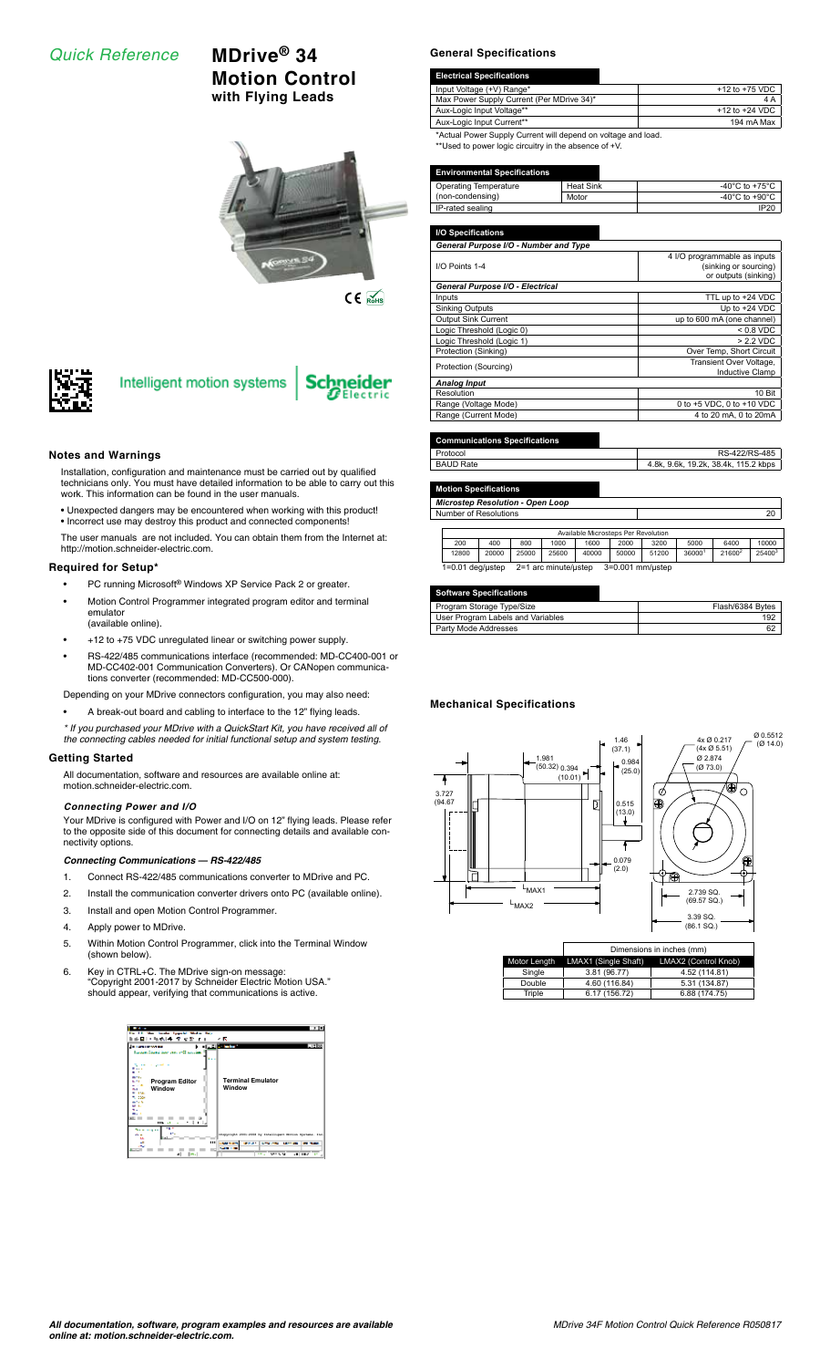# Quick Reference

# MDrive® 34 Motion Control with Flying Leads

Intelligent motion systems | Schneider Electric

## Notes and Warnings

Installation, configuration and maintenance must be carried out by qualified technicians only. You must have detailed information to be able to carry out this work. This information can be found in the user manuals.

- Unexpected dangers may be encountered when working with this product!
- Incorrect use may destroy this product and connected components!

The user manuals are not included. You can obtain them from the Internet at: http://motion.schneider-electric.com.

## Required for Setup*

- PC running Microsoft® Windows XP Service Pack 2 or greater.
- Motion Control Programmer integrated program editor and terminal emulator (available online).
- +12 to +75 VDC unregulated linear or switching power supply.
- RS-422/485 communications interface (recommended: MD-CC400-001 or MD-CC402-001 Communication Converters). Or CANopen communications converter (recommended: MD-CC500-000).

Depending on your MDrive connectors configuration, you may also need:

- A break-out board and cabling to interface to the 12" flying leads.

*\* If you purchased your MDrive with a QuickStart Kit, you have received all of the connecting cables needed for initial functional setup and system testing.*

## Getting Started

All documentation, software and resources are available online at: motion.schneider-electric.com.

### Connecting Power and I/O

Your MDrive is configured with Power and I/O on 12" flying leads. Please refer to the opposite side of this document for connecting details and available connectivity options.

### Connecting Communications — RS-422/485

1. Connect RS-422/485 communications converter to MDrive and PC.
2. Install the communication converter drivers onto PC (available online).
3. Install and open Motion Control Programmer.
4. Apply power to MDrive.
5. Within Motion Control Programmer, click into the Terminal Window (shown below).
6. Key in CTRL+C. The MDrive sign-on message: "Copyright 2001-2017 by Schneider Electric Motion USA." should appear, verifying that communications is active.

Program Editor Window | Terminal Emulator Window

## General Specifications

| Electrical Specifications | |
|---|---|
| Input Voltage (+V) Range* | +12 to +75 VDC |
| Max Power Supply Current (Per MDrive 34)* | 4 A |
| Aux-Logic Input Voltage** | +12 to +24 VDC |
| Aux-Logic Input Current** | 194 mA Max |

\*Actual Power Supply Current will depend on voltage and load.
\*\*Used to power logic circuitry in the absence of +V.

| Environmental Specifications | | |
|---|---|---|
| Operating Temperature (non-condensing) | Heat Sink | -40°C to +75°C |
| | Motor | -40°C to +90°C |
| IP-rated sealing | | IP20 |

| I/O Specifications | |
|---|---|
| ***General Purpose I/O - Number and Type*** | |
| I/O Points 1-4 | 4 I/O programmable as inputs (sinking or sourcing) or outputs (sinking) |
| ***General Purpose I/O - Electrical*** | |
| Inputs | TTL up to +24 VDC |
| Sinking Outputs | Up to +24 VDC |
| Output Sink Current | up to 600 mA (one channel) |
| Logic Threshold (Logic 0) | < 0.8 VDC |
| Logic Threshold (Logic 1) | > 2.2 VDC |
| Protection (Sinking) | Over Temp, Short Circuit |
| Protection (Sourcing) | Transient Over Voltage, Inductive Clamp |
| ***Analog Input*** | |
| Resolution | 10 Bit |
| Range (Voltage Mode) | 0 to +5 VDC, 0 to +10 VDC |
| Range (Current Mode) | 4 to 20 mA, 0 to 20mA |

| Communications Specifications | |
|---|---|
| Protocol | RS-422/RS-485 |
| BAUD Rate | 4.8k, 9.6k, 19.2k, 38.4k, 115.2 kbps |

| Motion Specifications | |
|---|---|
| ***Microstep Resolution - Open Loop*** | |
| Number of Resolutions | 20 |

| Available Microsteps Per Revolution | | | | | | | | | |
|---|---|---|---|---|---|---|---|---|---|
| 200 | 400 | 800 | 1000 | 1600 | 2000 | 3200 | 5000 | 6400 | 10000 |
| 12800 | 20000 | 25000 | 25600 | 40000 | 50000 | 51200 | 36000[1] | 21600[2] | 25400[3] |

1=0.01 deg/μstep 2=1 arc minute/μstep 3=0.001 mm/μstep

| Software Specifications | |
|---|---|
| Program Storage Type/Size | Flash/6384 Bytes |
| User Program Labels and Variables | 192 |
| Party Mode Addresses | 62 |

## Mechanical Specifications

Dimensions in inches (mm): 1.981 (50.32); 0.394 (10.01); 1.46 (37.1); 0.984 (25.0); 3.727 (94.67); 0.515 (13.0); 0.079 (2.0); 4x Ø 0.217 (4x Ø 5.51); Ø 2.874 (Ø 73.0); Ø 0.5512 (Ø 14.0); 2.739 SQ. (69.57 SQ.); 3.39 SQ. (86.1 SQ.); LMAX1; LMAX2

| | Dimensions in inches (mm) | |
|---|---|---|
| Motor Length | LMAX1 (Single Shaft) | LMAX2 (Control Knob) |
| Single | 3.81 (96.77) | 4.52 (114.81) |
| Double | 4.60 (116.84) | 5.31 (134.87) |
| Triple | 6.17 (156.72) | 6.88 (174.75) |

***All documentation, software, program examples and resources are available online at: motion.schneider-electric.com.***

*MDrive 34F Motion Control Quick Reference R050817*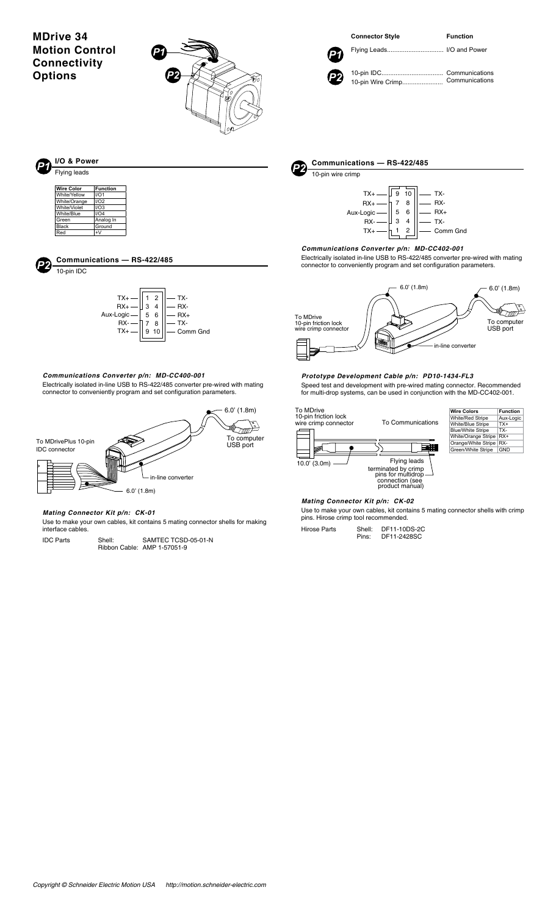# MDrive 34 Motion Control Connectivity Options

| Connector Style | Function |
|---|---|
| P1 Flying Leads | I/O and Power |
| P2 10-pin IDC | Communications |
| 10-pin Wire Crimp | Communications |

## P1 I/O & Power

Flying leads

| Wire Color | Function |
|---|---|
| White/Yellow | I/O1 |
| White/Orange | I/O2 |
| White/Violet | I/O3 |
| White/Blue | I/O4 |
| Green | Analog In |
| Black | Ground |
| Red | +V |

## P2 Communications — RS-422/485

10-pin IDC

TX+ 1 2 TX-
RX+ 3 4 RX-
Aux-Logic 5 6 RX+
RX- 7 8 TX-
TX+ 9 10 Comm Gnd

### *Communications Converter p/n: MD-CC400-001*

Electrically isolated in-line USB to RS-422/485 converter pre-wired with mating connector to conveniently program and set configuration parameters.

6.0' (1.8m)
To MDrivePlus 10-pin IDC connector
To computer USB port
in-line converter
6.0' (1.8m)

### *Mating Connector Kit p/n: CK-01*

Use to make your own cables, kit contains 5 mating connector shells for making interface cables.

IDC Parts
Shell: SAMTEC TCSD-05-01-N
Ribbon Cable: AMP 1-57051-9

## P2 Communications — RS-422/485

10-pin wire crimp

TX+ 9 10 TX-
RX+ 7 8 RX-
Aux-Logic 5 6 RX+
RX- 3 4 TX-
TX+ 1 2 Comm Gnd

### *Communications Converter p/n: MD-CC402-001*

Electrically isolated in-line USB to RS-422/485 converter pre-wired with mating connector to conveniently program and set configuration parameters.

6.0' (1.8m)
6.0' (1.8m)
To MDrive 10-pin friction lock wire crimp connector
To computer USB port
in-line converter

### *Prototype Development Cable p/n: PD10-1434-FL3*

Speed test and development with pre-wired mating connector. Recommended for multi-drop systems, can be used in conjunction with the MD-CC402-001.

To MDrive 10-pin friction lock wire crimp connector
To Communications
10.0' (3.0m)
Flying leads terminated by crimp pins for multidrop connection (see product manual)

| Wire Colors | Function |
|---|---|
| White/Red Stripe | Aux-Logic |
| White/Blue Stripe | TX+ |
| Blue/White Stripe | TX- |
| White/Orange Stripe | RX+ |
| Orange/White Stripe | RX- |
| Green/White Stripe | GND |

### *Mating Connector Kit p/n: CK-02*

Use to make your own cables, kit contains 5 mating connector shells with crimp pins. Hirose crimp tool recommended.

Hirose Parts
Shell: DF11-10DS-2C
Pins: DF11-2428SC

*Copyright © Schneider Electric Motion USA http://motion.schneider-electric.com*